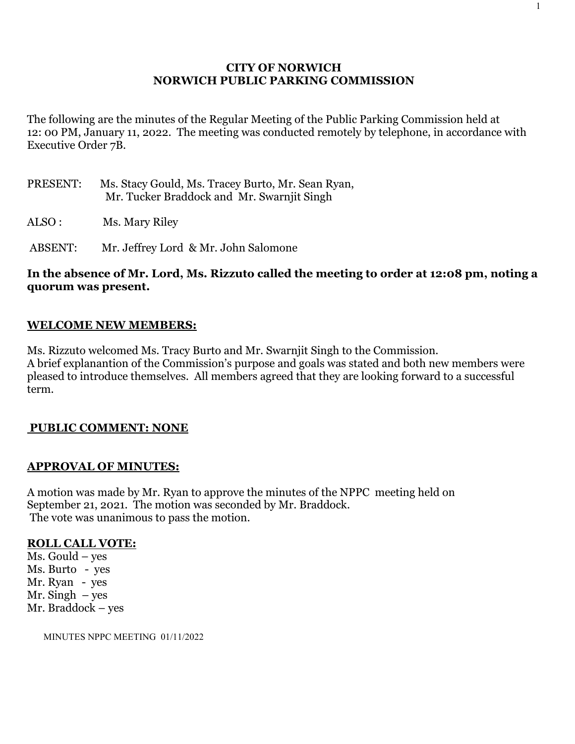**CITY OF NORWICH**
**NORWICH PUBLIC PARKING COMMISSION**

The following are the minutes of the Regular Meeting of the Public Parking Commission held at 12: 00 PM, January 11, 2022. The meeting was conducted remotely by telephone, in accordance with Executive Order 7B.

PRESENT: Ms. Stacy Gould, Ms. Tracey Burto, Mr. Sean Ryan, Mr. Tucker Braddock and Mr. Swarnjit Singh

ALSO : Ms. Mary Riley

ABSENT: Mr. Jeffrey Lord & Mr. John Salomone

**In the absence of Mr. Lord, Ms. Rizzuto called the meeting to order at 12:08 pm, noting a quorum was present.**

**WELCOME NEW MEMBERS:**

Ms. Rizzuto welcomed Ms. Tracy Burto and Mr. Swarnjit Singh to the Commission.
A brief explanantion of the Commission's purpose and goals was stated and both new members were pleased to introduce themselves. All members agreed that they are looking forward to a successful term.

**PUBLIC COMMENT: NONE**

**APPROVAL OF MINUTES:**

A motion was made by Mr. Ryan to approve the minutes of the NPPC meeting held on September 21, 2021. The motion was seconded by Mr. Braddock.
The vote was unanimous to pass the motion.

**ROLL CALL VOTE:**

Ms. Gould – yes
Ms. Burto - yes
Mr. Ryan - yes
Mr. Singh – yes
Mr. Braddock – yes

MINUTES NPPC MEETING 01/11/2022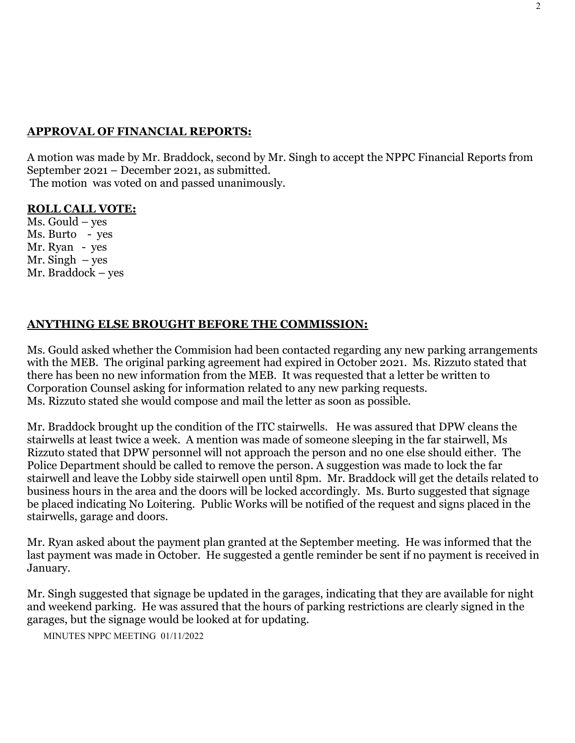**APPROVAL OF FINANCIAL REPORTS:**

A motion was made by Mr. Braddock, second by Mr. Singh to accept the NPPC Financial Reports from September 2021 – December 2021, as submitted.
The motion was voted on and passed unanimously.

**ROLL CALL VOTE:**

Ms. Gould – yes
Ms. Burto - yes
Mr. Ryan - yes
Mr. Singh – yes
Mr. Braddock – yes

**ANYTHING ELSE BROUGHT BEFORE THE COMMISSION:**

Ms. Gould asked whether the Commision had been contacted regarding any new parking arrangements with the MEB. The original parking agreement had expired in October 2021. Ms. Rizzuto stated that there has been no new information from the MEB. It was requested that a letter be written to Corporation Counsel asking for information related to any new parking requests.
Ms. Rizzuto stated she would compose and mail the letter as soon as possible.

Mr. Braddock brought up the condition of the ITC stairwells. He was assured that DPW cleans the stairwells at least twice a week. A mention was made of someone sleeping in the far stairwell, Ms Rizzuto stated that DPW personnel will not approach the person and no one else should either. The Police Department should be called to remove the person. A suggestion was made to lock the far stairwell and leave the Lobby side stairwell open until 8pm. Mr. Braddock will get the details related to business hours in the area and the doors will be locked accordingly. Ms. Burto suggested that signage be placed indicating No Loitering. Public Works will be notified of the request and signs placed in the stairwells, garage and doors.

Mr. Ryan asked about the payment plan granted at the September meeting. He was informed that the last payment was made in October. He suggested a gentle reminder be sent if no payment is received in January.

Mr. Singh suggested that signage be updated in the garages, indicating that they are available for night and weekend parking. He was assured that the hours of parking restrictions are clearly signed in the garages, but the signage would be looked at for updating.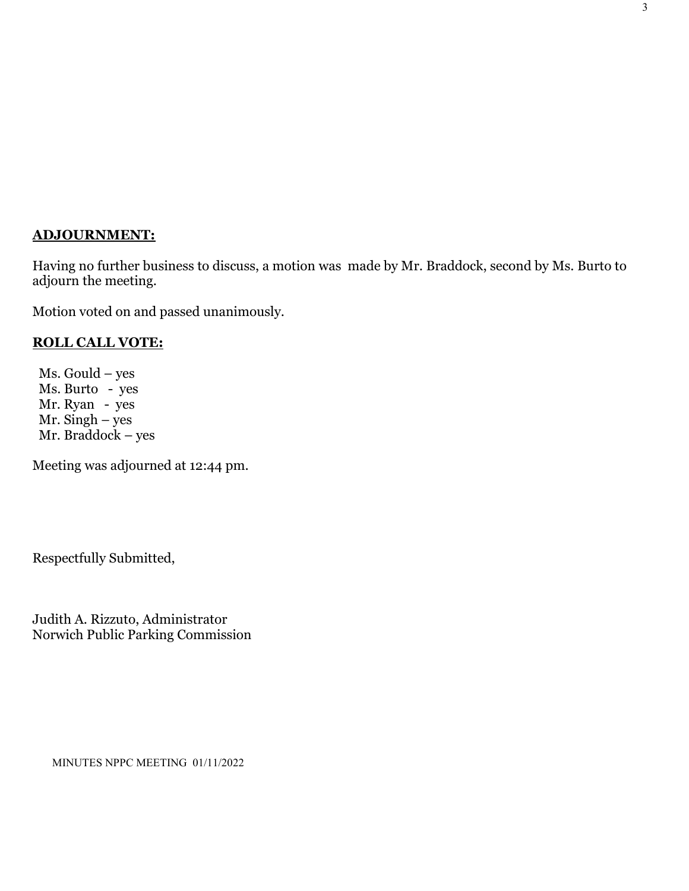**ADJOURNMENT:**

Having no further business to discuss, a motion was made by Mr. Braddock, second by Ms. Burto to adjourn the meeting.

Motion voted on and passed unanimously.

**ROLL CALL VOTE:**

Ms. Gould – yes
Ms. Burto - yes
Mr. Ryan - yes
Mr. Singh – yes
Mr. Braddock – yes

Meeting was adjourned at 12:44 pm.

Respectfully Submitted,

Judith A. Rizzuto, Administrator
Norwich Public Parking Commission